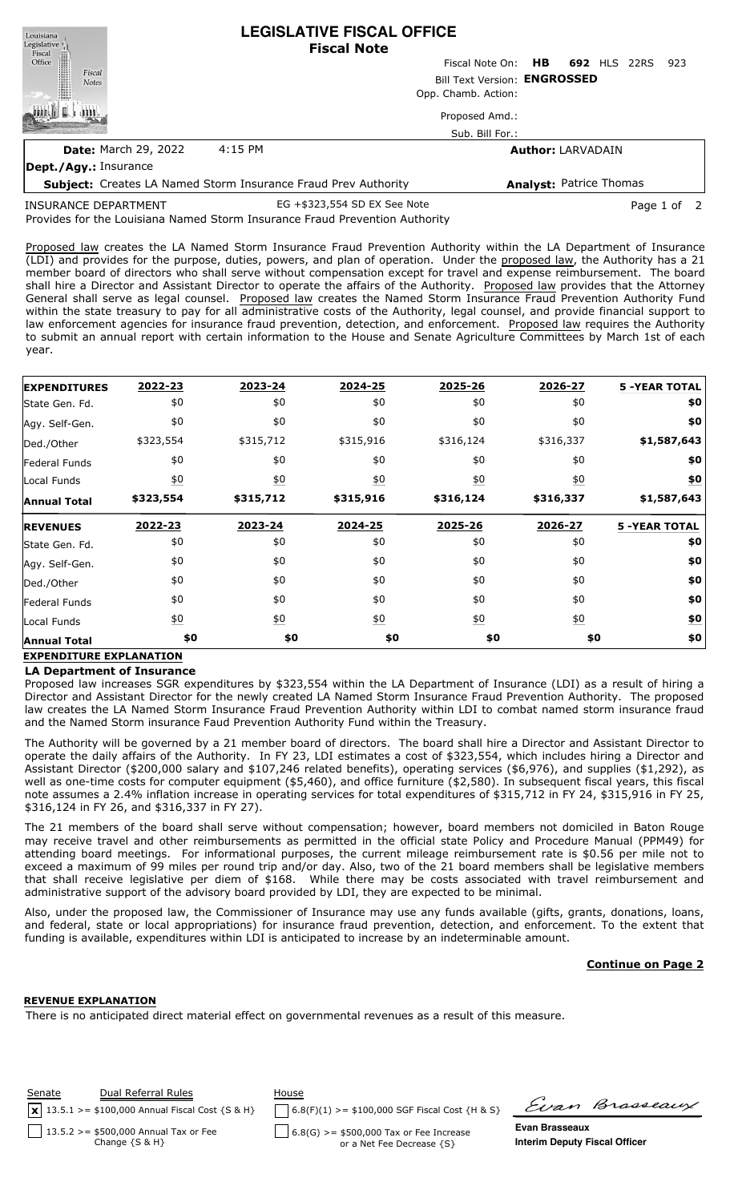# LEGISLATIVE FISCAL OFFICE
## Fiscal Note

Fiscal Note On: **HB 692** HLS 22RS 923

Bill Text Version: **ENGROSSED**

Opp. Chamb. Action:

Proposed Amd.:

Sub. Bill For.:

**Date:** March 29, 2022 4:15 PM

**Author:** LARVADAIN

**Dept./Agy.:** Insurance

**Subject:** Creates LA Named Storm Insurance Fraud Prev Authority

**Analyst:** Patrice Thomas

INSURANCE DEPARTMENT EG +$323,554 SD EX See Note

Provides for the Louisiana Named Storm Insurance Fraud Prevention Authority

Proposed law creates the LA Named Storm Insurance Fraud Prevention Authority within the LA Department of Insurance (LDI) and provides for the purpose, duties, powers, and plan of operation. Under the proposed law, the Authority has a 21 member board of directors who shall serve without compensation except for travel and expense reimbursement. The board shall hire a Director and Assistant Director to operate the affairs of the Authority. Proposed law provides that the Attorney General shall serve as legal counsel. Proposed law creates the Named Storm Insurance Fraud Prevention Authority Fund within the state treasury to pay for all administrative costs of the Authority, legal counsel, and provide financial support to law enforcement agencies for insurance fraud prevention, detection, and enforcement. Proposed law requires the Authority to submit an annual report with certain information to the House and Senate Agriculture Committees by March 1st of each year.

| EXPENDITURES | 2022-23 | 2023-24 | 2024-25 | 2025-26 | 2026-27 | 5 -YEAR TOTAL |
|---|---|---|---|---|---|---|
| State Gen. Fd. | $0 | $0 | $0 | $0 | $0 | **$0** |
| Agy. Self-Gen. | $0 | $0 | $0 | $0 | $0 | **$0** |
| Ded./Other | $323,554 | $315,712 | $315,916 | $316,124 | $316,337 | **$1,587,643** |
| Federal Funds | $0 | $0 | $0 | $0 | $0 | **$0** |
| Local Funds | $0 | $0 | $0 | $0 | $0 | **$0** |
| **Annual Total** | **$323,554** | **$315,712** | **$315,916** | **$316,124** | **$316,337** | **$1,587,643** |

| REVENUES | 2022-23 | 2023-24 | 2024-25 | 2025-26 | 2026-27 | 5 -YEAR TOTAL |
|---|---|---|---|---|---|---|
| State Gen. Fd. | $0 | $0 | $0 | $0 | $0 | **$0** |
| Agy. Self-Gen. | $0 | $0 | $0 | $0 | $0 | **$0** |
| Ded./Other | $0 | $0 | $0 | $0 | $0 | **$0** |
| Federal Funds | $0 | $0 | $0 | $0 | $0 | **$0** |
| Local Funds | $0 | $0 | $0 | $0 | $0 | **$0** |
| **Annual Total** | **$0** | **$0** | **$0** | **$0** | **$0** | **$0** |

**EXPENDITURE EXPLANATION**

**LA Department of Insurance**

Proposed law increases SGR expenditures by $323,554 within the LA Department of Insurance (LDI) as a result of hiring a Director and Assistant Director for the newly created LA Named Storm Insurance Fraud Prevention Authority. The proposed law creates the LA Named Storm Insurance Fraud Prevention Authority within LDI to combat named storm insurance fraud and the Named Storm Insurance Faud Prevention Authority Fund within the Treasury.

The Authority will be governed by a 21 member board of directors. The board shall hire a Director and Assistant Director to operate the daily affairs of the Authority. In FY 23, LDI estimates a cost of $323,554, which includes hiring a Director and Assistant Director ($200,000 salary and $107,246 related benefits), operating services ($6,976), and supplies ($1,292), as well as one-time costs for computer equipment ($5,460), and office furniture ($2,580). In subsequent fiscal years, this fiscal note assumes a 2.4% inflation increase in operating services for total expenditures of $315,712 in FY 24, $315,916 in FY 25, $316,124 in FY 26, and $316,337 in FY 27).

The 21 members of the board shall serve without compensation; however, board members not domiciled in Baton Rouge may receive travel and other reimbursements as permitted in the official state Policy and Procedure Manual (PPM49) for attending board meetings. For informational purposes, the current mileage reimbursement rate is $0.56 per mile not to exceed a maximum of 99 miles per round trip and/or day. Also, two of the 21 board members shall be legislative members that shall receive legislative per diem of $168. While there may be costs associated with travel reimbursement and administrative support of the advisory board provided by LDI, they are expected to be minimal.

Also, under the proposed law, the Commissioner of Insurance may use any funds available (gifts, grants, donations, loans, and federal, state or local appropriations) for insurance fraud prevention, detection, and enforcement. To the extent that funding is available, expenditures within LDI is anticipated to increase by an indeterminable amount.

**Continue on Page 2**

**REVENUE EXPLANATION**

There is no anticipated direct material effect on governmental revenues as a result of this measure.

| Senate | Dual Referral Rules | House |
|---|---|---|
| [x] 13.5.1 >= $100,000 Annual Fiscal Cost {S & H} | | [ ] 6.8(F)(1) >= $100,000 SGF Fiscal Cost {H & S} |
| [ ] 13.5.2 >= $500,000 Annual Tax or Fee Change {S & H} | | [ ] 6.8(G) >= $500,000 Tax or Fee Increase or a Net Fee Decrease {S} |

**Evan Brasseaux**
**Interim Deputy Fiscal Officer**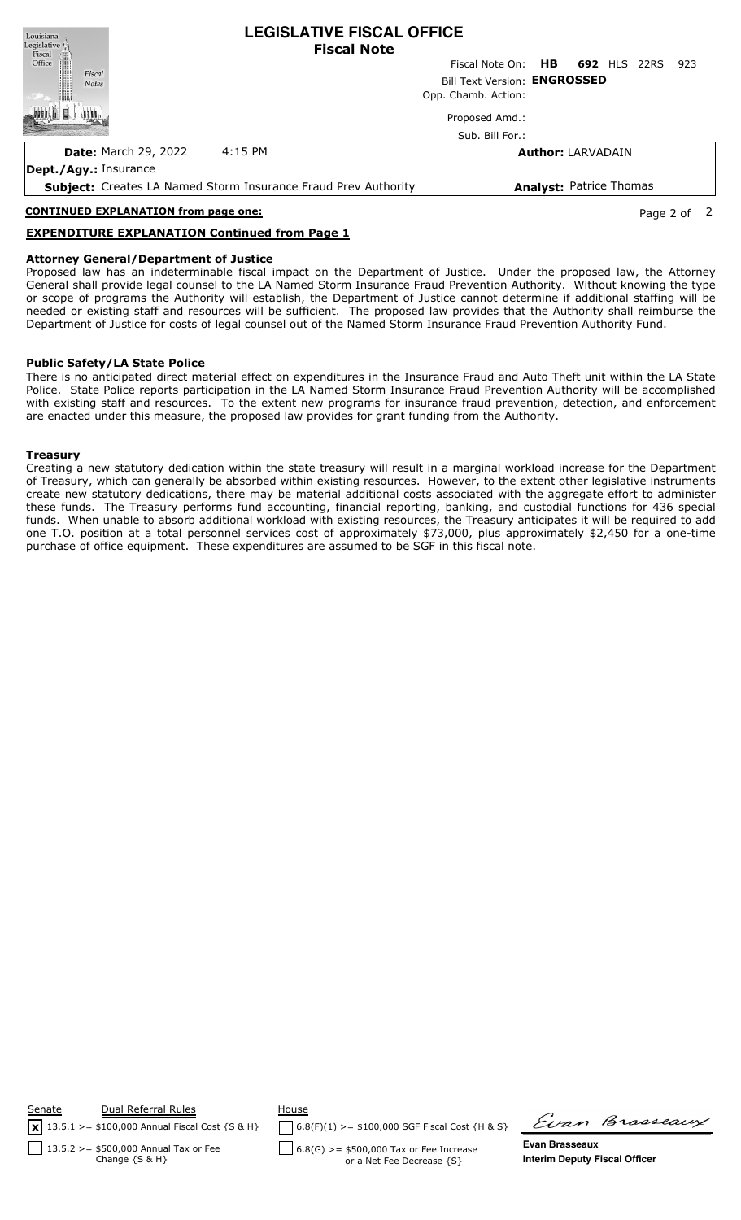# LEGISLATIVE FISCAL OFFICE
## Fiscal Note

Fiscal Note On: **HB 692** HLS 22RS 923

Bill Text Version: **ENGROSSED**

Opp. Chamb. Action:

Proposed Amd.:

Sub. Bill For.:

**Date:** March 29, 2022 4:15 PM

**Author:** LARVADAIN

**Dept./Agy.:** Insurance

**Subject:** Creates LA Named Storm Insurance Fraud Prev Authority

**Analyst:** Patrice Thomas

**CONTINUED EXPLANATION from page one:**

**EXPENDITURE EXPLANATION Continued from Page 1**

**Attorney General/Department of Justice**

Proposed law has an indeterminable fiscal impact on the Department of Justice. Under the proposed law, the Attorney General shall provide legal counsel to the LA Named Storm Insurance Fraud Prevention Authority. Without knowing the type or scope of programs the Authority will establish, the Department of Justice cannot determine if additional staffing will be needed or existing staff and resources will be sufficient. The proposed law provides that the Authority shall reimburse the Department of Justice for costs of legal counsel out of the Named Storm Insurance Fraud Prevention Authority Fund.

**Public Safety/LA State Police**

There is no anticipated direct material effect on expenditures in the Insurance Fraud and Auto Theft unit within the LA State Police. State Police reports participation in the LA Named Storm Insurance Fraud Prevention Authority will be accomplished with existing staff and resources. To the extent new programs for insurance fraud prevention, detection, and enforcement are enacted under this measure, the proposed law provides for grant funding from the Authority.

**Treasury**

Creating a new statutory dedication within the state treasury will result in a marginal workload increase for the Department of Treasury, which can generally be absorbed within existing resources. However, to the extent other legislative instruments create new statutory dedications, there may be material additional costs associated with the aggregate effort to administer these funds. The Treasury performs fund accounting, financial reporting, banking, and custodial functions for 436 special funds. When unable to absorb additional workload with existing resources, the Treasury anticipates it will be required to add one T.O. position at a total personnel services cost of approximately $73,000, plus approximately $2,450 for a one-time purchase of office equipment. These expenditures are assumed to be SGF in this fiscal note.

| Senate | Dual Referral Rules | House |
|---|---|---|
| [x] | 13.5.1 >= $100,000 Annual Fiscal Cost {S & H} | [ ] 6.8(F)(1) >= $100,000 SGF Fiscal Cost {H & S} |
| [ ] | 13.5.2 >= $500,000 Annual Tax or Fee Change {S & H} | [ ] 6.8(G) >= $500,000 Tax or Fee Increase or a Net Fee Decrease {S} |

Evan Brasseaux

**Evan Brasseaux**
**Interim Deputy Fiscal Officer**